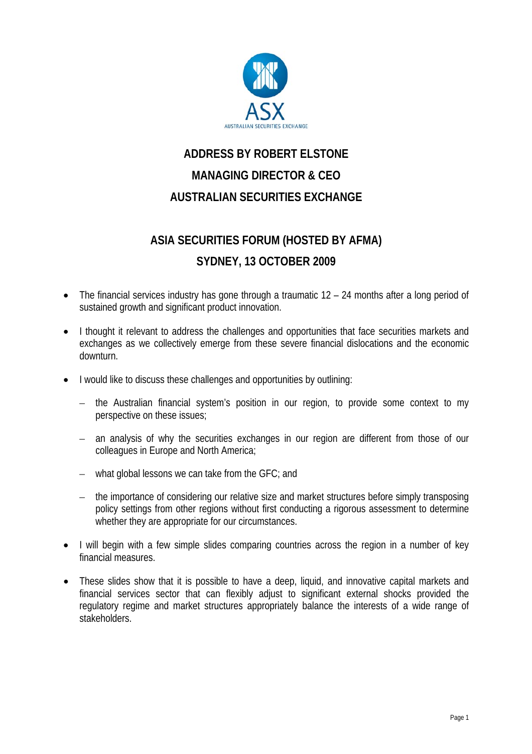# ADDRESS BY ROBERT ELSTONE

## MANAGING DIRECTOR & CEO

## AUSTRALIAN SECURITIES EXCHANGE

## ASIA SECURITIES FORUM (HOSTED BY AFMA)

## SYDNEY, 13 OCTOBER 2009

- The financial services industry has gone through a traumatic 12 – 24 months after a long period of sustained growth and significant product innovation.
- I thought it relevant to address the challenges and opportunities that face securities markets and exchanges as we collectively emerge from these severe financial dislocations and the economic downturn.
- I would like to discuss these challenges and opportunities by outlining:
  - the Australian financial system's position in our region, to provide some context to my perspective on these issues;
  - an analysis of why the securities exchanges in our region are different from those of our colleagues in Europe and North America;
  - what global lessons we can take from the GFC; and
  - the importance of considering our relative size and market structures before simply transposing policy settings from other regions without first conducting a rigorous assessment to determine whether they are appropriate for our circumstances.
- I will begin with a few simple slides comparing countries across the region in a number of key financial measures.
- These slides show that it is possible to have a deep, liquid, and innovative capital markets and financial services sector that can flexibly adjust to significant external shocks provided the regulatory regime and market structures appropriately balance the interests of a wide range of stakeholders.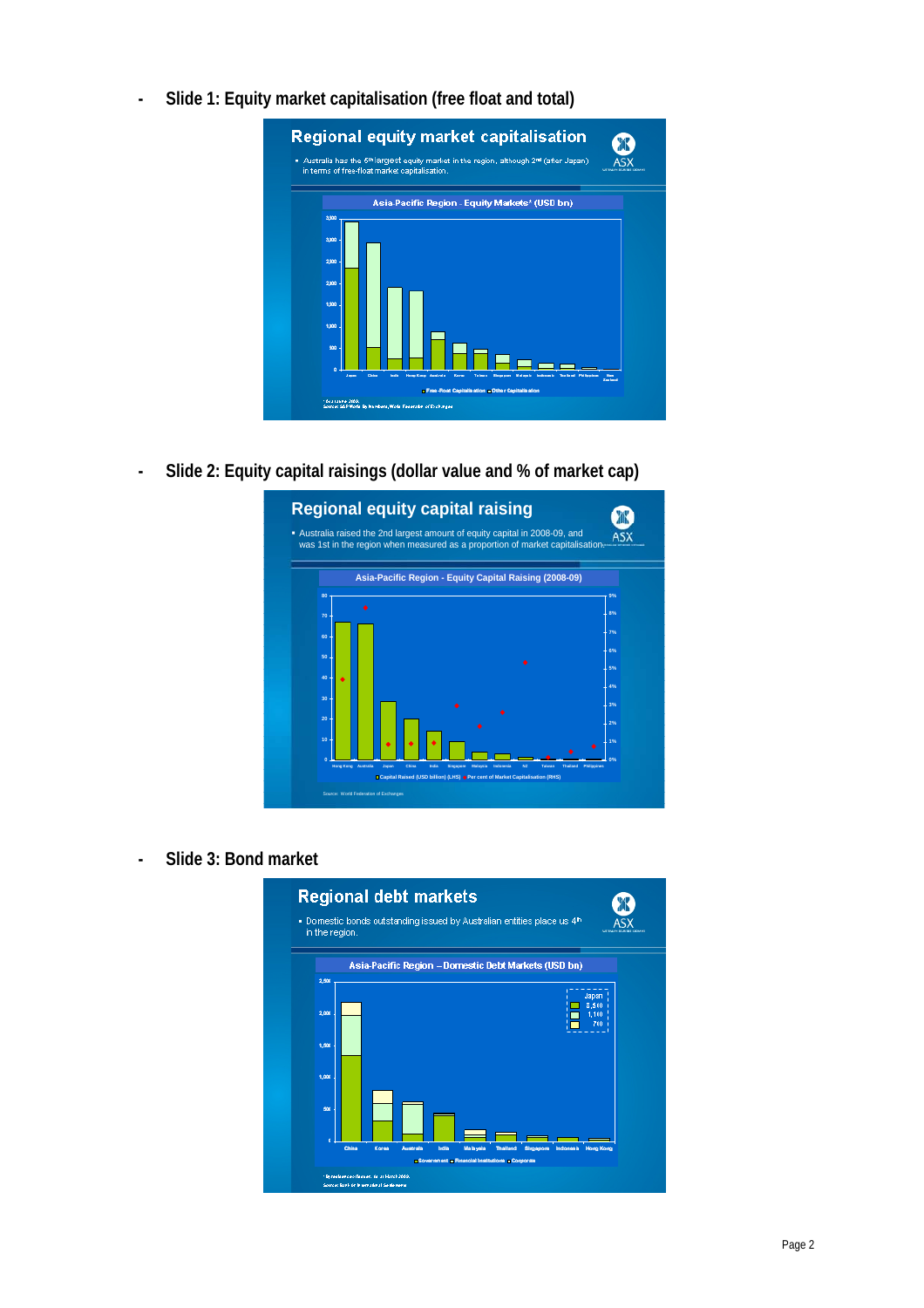- **Slide 1: Equity market capitalisation (free float and total)**

**Regional equity market capitalisation**

- Australia has the 6th largest equity market in the region, although 2nd (after Japan) in terms of free-float market capitalisation.

Asia-Pacific Region - Equity Markets* (USD bn)

\* As at June 2009.
Source: S&P World By Numbers, World Federation of Exchanges

- **Slide 2: Equity capital raisings (dollar value and % of market cap)**

**Regional equity capital raising**

- Australia raised the 2nd largest amount of equity capital in 2008-09, and was 1st in the region when measured as a proportion of market capitalisation.

Asia-Pacific Region - Equity Capital Raising (2008-09)

Source: World Federation of Exchanges

- **Slide 3: Bond market**

**Regional debt markets**

- Domestic bonds outstanding issued by Australian entities place us 4th in the region.

Asia-Pacific Region – Domestic Debt Markets (USD bn)

\* Bonds outstanding, as at March 2009.
Source: Bank for International Settlements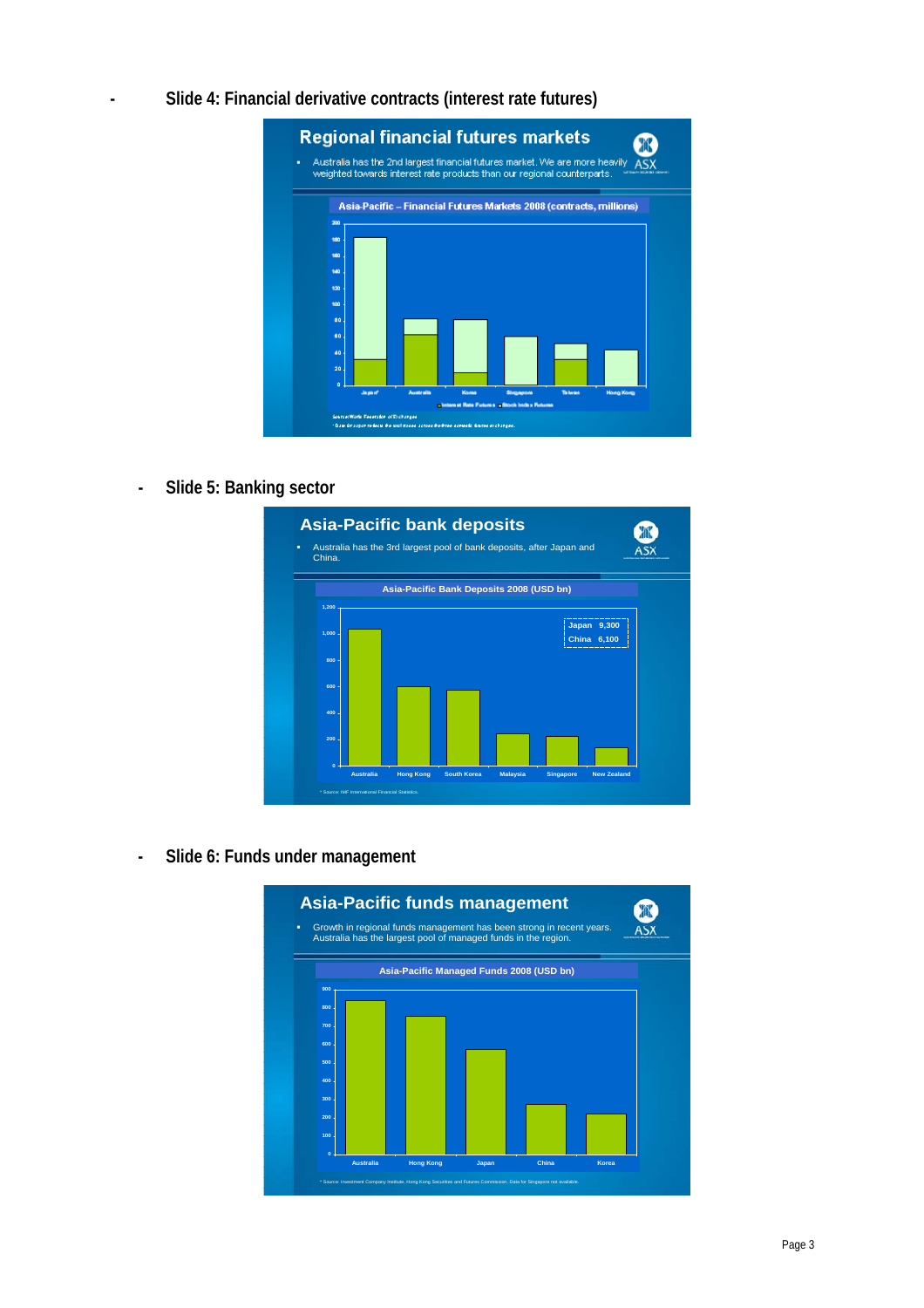- **Slide 4: Financial derivative contracts (interest rate futures)**

## Regional financial futures markets

- Australia has the 2nd largest financial futures market. We are more heavily weighted towards interest rate products than our regional counterparts.

Asia-Pacific – Financial Futures Markets 2008 (contracts, millions)

Source: World Federation of Exchanges

* Data for Japan reflects the sum traded across the three domestic futures exchanges.

- **Slide 5: Banking sector**

## Asia-Pacific bank deposits

- Australia has the 3rd largest pool of bank deposits, after Japan and China.

Asia-Pacific Bank Deposits 2008 (USD bn)

Japan 9,300
China 6,100

* Source: IMF International Financial Statistics.

- **Slide 6: Funds under management**

## Asia-Pacific funds management

- Growth in regional funds management has been strong in recent years. Australia has the largest pool of managed funds in the region.

Asia-Pacific Managed Funds 2008 (USD bn)

* Source: Investment Company Institute, Hong Kong Securities and Futures Commission. Data for Singapore not available.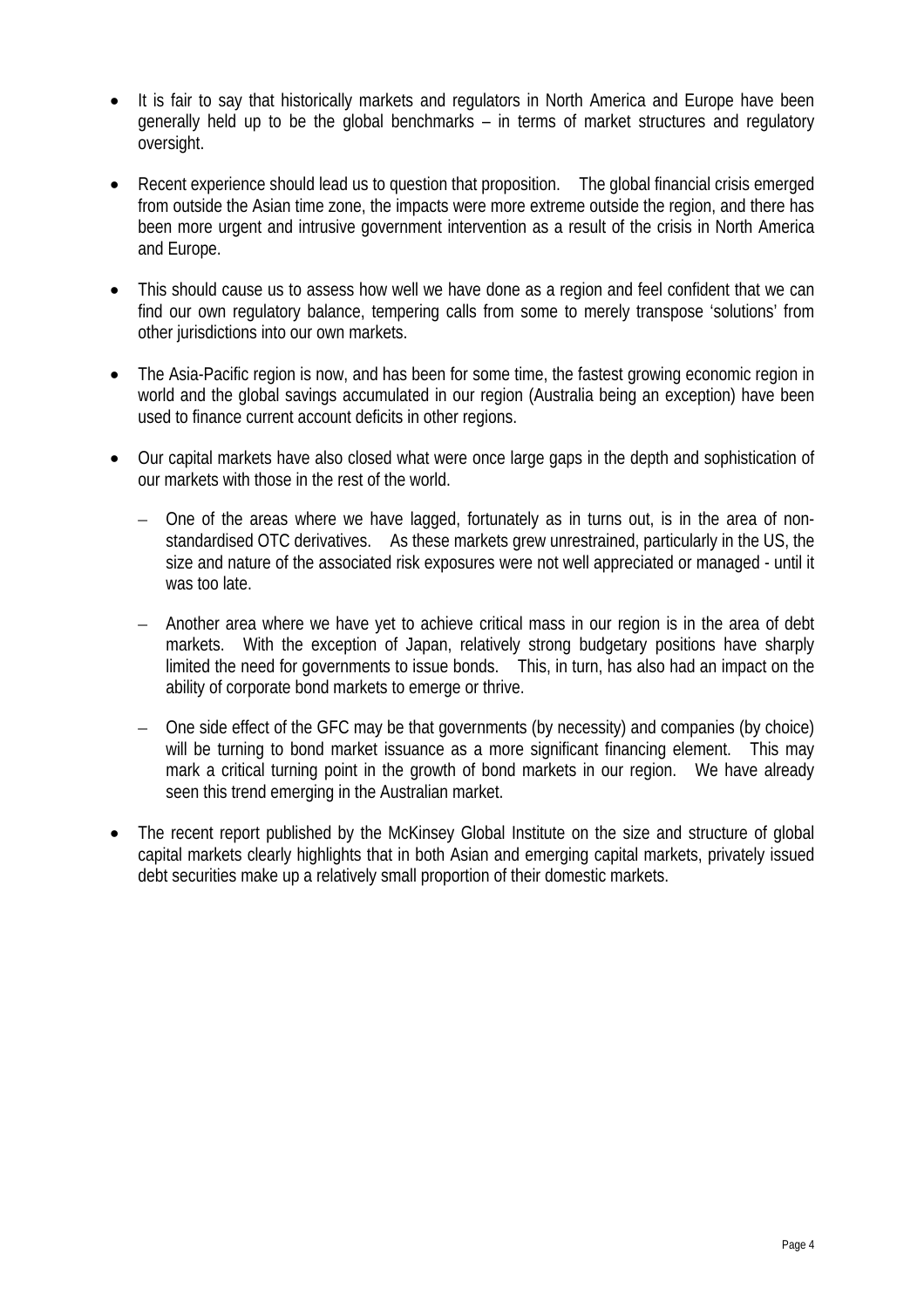- It is fair to say that historically markets and regulators in North America and Europe have been generally held up to be the global benchmarks – in terms of market structures and regulatory oversight.

- Recent experience should lead us to question that proposition. The global financial crisis emerged from outside the Asian time zone, the impacts were more extreme outside the region, and there has been more urgent and intrusive government intervention as a result of the crisis in North America and Europe.

- This should cause us to assess how well we have done as a region and feel confident that we can find our own regulatory balance, tempering calls from some to merely transpose 'solutions' from other jurisdictions into our own markets.

- The Asia-Pacific region is now, and has been for some time, the fastest growing economic region in world and the global savings accumulated in our region (Australia being an exception) have been used to finance current account deficits in other regions.

- Our capital markets have also closed what were once large gaps in the depth and sophistication of our markets with those in the rest of the world.

  - One of the areas where we have lagged, fortunately as in turns out, is in the area of non-standardised OTC derivatives. As these markets grew unrestrained, particularly in the US, the size and nature of the associated risk exposures were not well appreciated or managed - until it was too late.

  - Another area where we have yet to achieve critical mass in our region is in the area of debt markets. With the exception of Japan, relatively strong budgetary positions have sharply limited the need for governments to issue bonds. This, in turn, has also had an impact on the ability of corporate bond markets to emerge or thrive.

  - One side effect of the GFC may be that governments (by necessity) and companies (by choice) will be turning to bond market issuance as a more significant financing element. This may mark a critical turning point in the growth of bond markets in our region. We have already seen this trend emerging in the Australian market.

- The recent report published by the McKinsey Global Institute on the size and structure of global capital markets clearly highlights that in both Asian and emerging capital markets, privately issued debt securities make up a relatively small proportion of their domestic markets.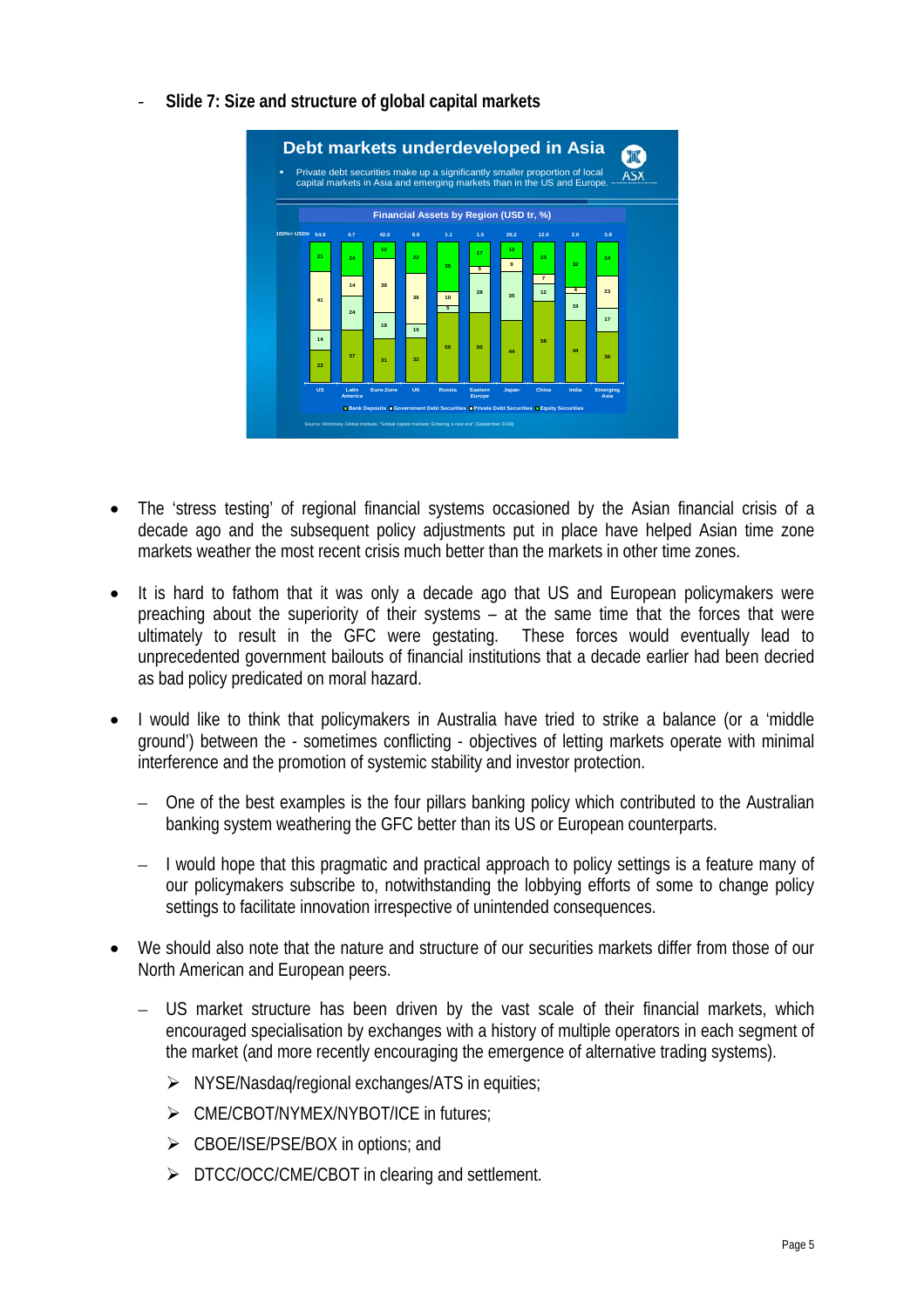- **Slide 7: Size and structure of global capital markets**

**Debt markets underdeveloped in Asia**

- Private debt securities make up a significantly smaller proportion of local capital markets in Asia and emerging markets than in the US and Europe.

Financial Assets by Region (USD tr, %)

| | US | Latin America | Euro-Zone | UK | Russia | Eastern Europe | Japan | China | India | Emerging Asia |
|---|---|---|---|---|---|---|---|---|---|---|
| 100%= USD tr | 54.9 | 4.7 | 42.0 | 8.6 | 1.1 | 1.5 | 26.2 | 12.0 | 2.0 | 3.8 |
| Equity Securities | 21 | 24 | 12 | 22 | 35 | 17 | 12 | 23 | 32 | 24 |
| Private Debt Securities | 41 | 14 | 38 | 36 | 10 | 5 | 9 | 7 | 4 | 23 |
| Government Debt Securities | 14 | 24 | 19 | 10 | 5 | 28 | 35 | 12 | 19 | 17 |
| Bank Deposits | 23 | 37 | 31 | 32 | 50 | 50 | 44 | 58 | 44 | 36 |

Source: McKinsey Global Institute, "Global capital markets: Entering a new era" (September 2009)

- The 'stress testing' of regional financial systems occasioned by the Asian financial crisis of a decade ago and the subsequent policy adjustments put in place have helped Asian time zone markets weather the most recent crisis much better than the markets in other time zones.

- It is hard to fathom that it was only a decade ago that US and European policymakers were preaching about the superiority of their systems – at the same time that the forces that were ultimately to result in the GFC were gestating. These forces would eventually lead to unprecedented government bailouts of financial institutions that a decade earlier had been decried as bad policy predicated on moral hazard.

- I would like to think that policymakers in Australia have tried to strike a balance (or a 'middle ground') between the - sometimes conflicting - objectives of letting markets operate with minimal interference and the promotion of systemic stability and investor protection.
  - One of the best examples is the four pillars banking policy which contributed to the Australian banking system weathering the GFC better than its US or European counterparts.
  - I would hope that this pragmatic and practical approach to policy settings is a feature many of our policymakers subscribe to, notwithstanding the lobbying efforts of some to change policy settings to facilitate innovation irrespective of unintended consequences.

- We should also note that the nature and structure of our securities markets differ from those of our North American and European peers.
  - US market structure has been driven by the vast scale of their financial markets, which encouraged specialisation by exchanges with a history of multiple operators in each segment of the market (and more recently encouraging the emergence of alternative trading systems).
    - NYSE/Nasdaq/regional exchanges/ATS in equities;
    - CME/CBOT/NYMEX/NYBOT/ICE in futures;
    - CBOE/ISE/PSE/BOX in options; and
    - DTCC/OCC/CME/CBOT in clearing and settlement.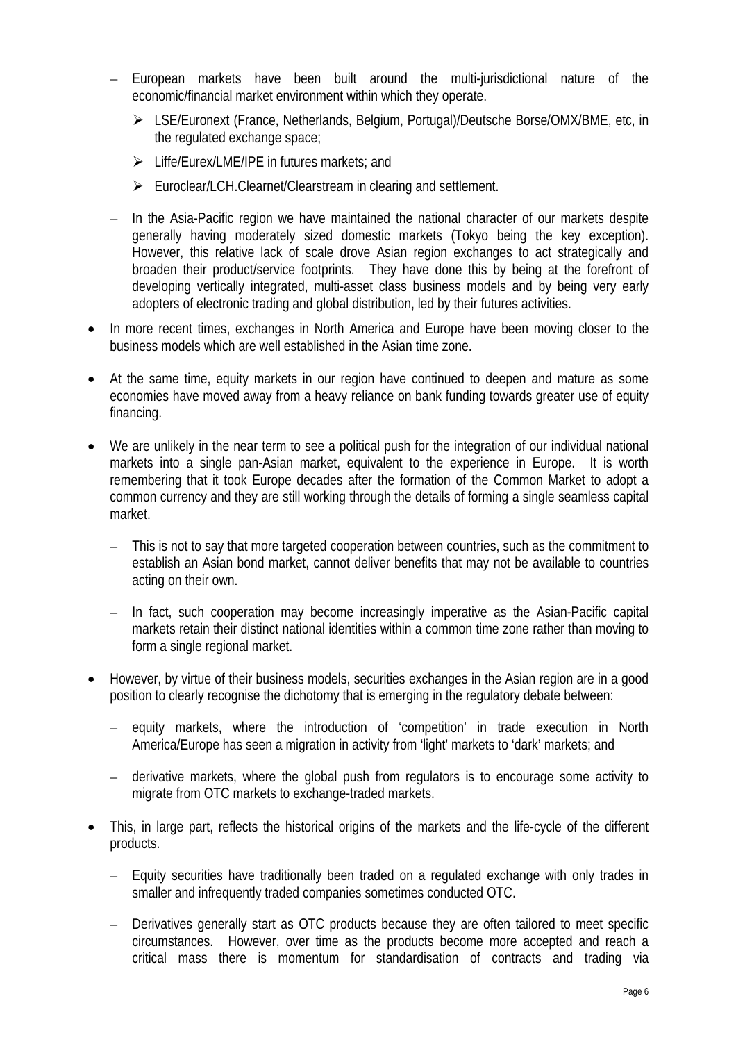- European markets have been built around the multi-jurisdictional nature of the economic/financial market environment within which they operate.
  - LSE/Euronext (France, Netherlands, Belgium, Portugal)/Deutsche Borse/OMX/BME, etc, in the regulated exchange space;
  - Liffe/Eurex/LME/IPE in futures markets; and
  - Euroclear/LCH.Clearnet/Clearstream in clearing and settlement.
- In the Asia-Pacific region we have maintained the national character of our markets despite generally having moderately sized domestic markets (Tokyo being the key exception). However, this relative lack of scale drove Asian region exchanges to act strategically and broaden their product/service footprints. They have done this by being at the forefront of developing vertically integrated, multi-asset class business models and by being very early adopters of electronic trading and global distribution, led by their futures activities.

- In more recent times, exchanges in North America and Europe have been moving closer to the business models which are well established in the Asian time zone.

- At the same time, equity markets in our region have continued to deepen and mature as some economies have moved away from a heavy reliance on bank funding towards greater use of equity financing.

- We are unlikely in the near term to see a political push for the integration of our individual national markets into a single pan-Asian market, equivalent to the experience in Europe. It is worth remembering that it took Europe decades after the formation of the Common Market to adopt a common currency and they are still working through the details of forming a single seamless capital market.
  - This is not to say that more targeted cooperation between countries, such as the commitment to establish an Asian bond market, cannot deliver benefits that may not be available to countries acting on their own.
  - In fact, such cooperation may become increasingly imperative as the Asian-Pacific capital markets retain their distinct national identities within a common time zone rather than moving to form a single regional market.

- However, by virtue of their business models, securities exchanges in the Asian region are in a good position to clearly recognise the dichotomy that is emerging in the regulatory debate between:
  - equity markets, where the introduction of 'competition' in trade execution in North America/Europe has seen a migration in activity from 'light' markets to 'dark' markets; and
  - derivative markets, where the global push from regulators is to encourage some activity to migrate from OTC markets to exchange-traded markets.

- This, in large part, reflects the historical origins of the markets and the life-cycle of the different products.
  - Equity securities have traditionally been traded on a regulated exchange with only trades in smaller and infrequently traded companies sometimes conducted OTC.
  - Derivatives generally start as OTC products because they are often tailored to meet specific circumstances. However, over time as the products become more accepted and reach a critical mass there is momentum for standardisation of contracts and trading via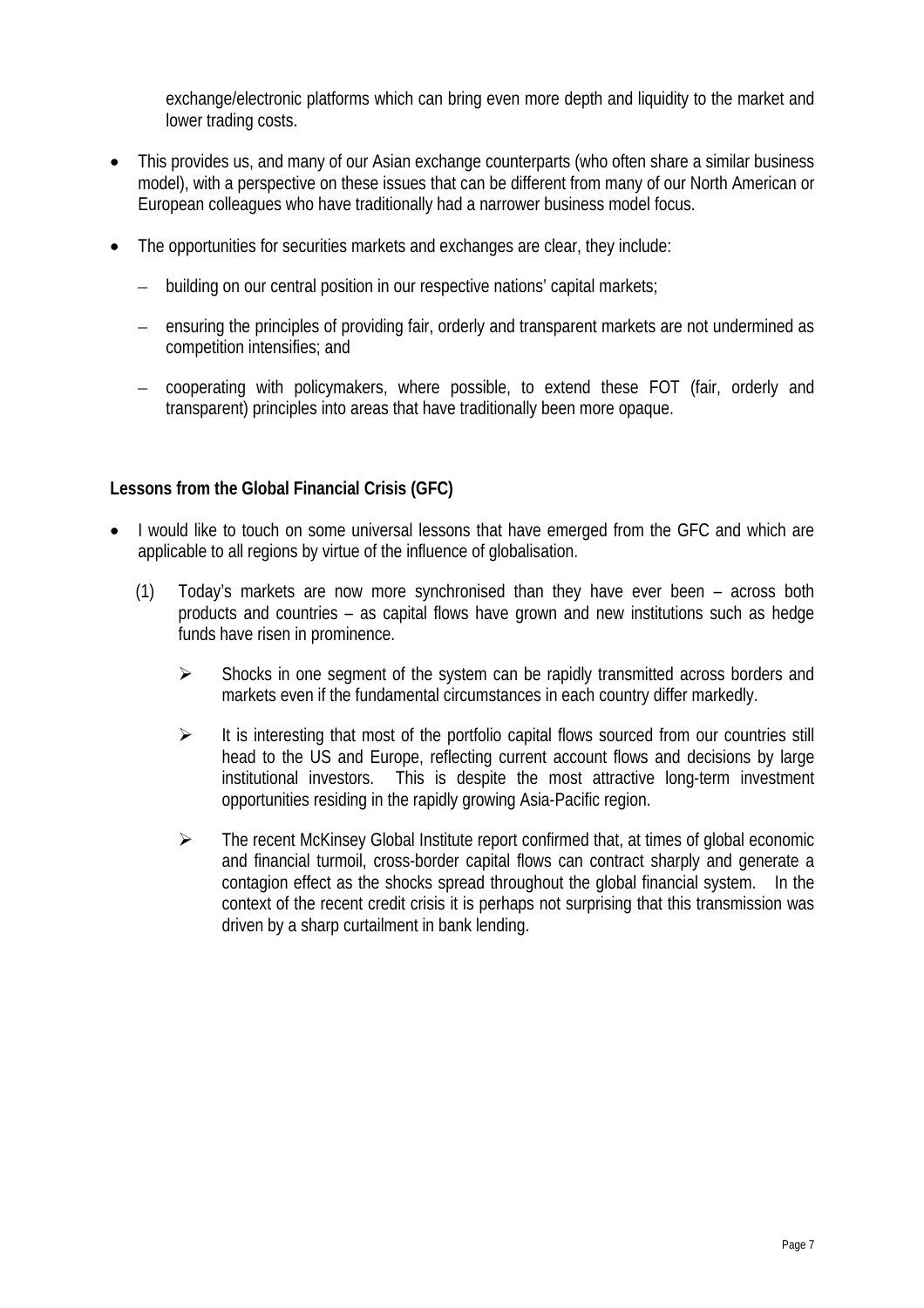exchange/electronic platforms which can bring even more depth and liquidity to the market and lower trading costs.

- This provides us, and many of our Asian exchange counterparts (who often share a similar business model), with a perspective on these issues that can be different from many of our North American or European colleagues who have traditionally had a narrower business model focus.

- The opportunities for securities markets and exchanges are clear, they include:

  - building on our central position in our respective nations' capital markets;

  - ensuring the principles of providing fair, orderly and transparent markets are not undermined as competition intensifies; and

  - cooperating with policymakers, where possible, to extend these FOT (fair, orderly and transparent) principles into areas that have traditionally been more opaque.

**Lessons from the Global Financial Crisis (GFC)**

- I would like to touch on some universal lessons that have emerged from the GFC and which are applicable to all regions by virtue of the influence of globalisation.

  (1) Today's markets are now more synchronised than they have ever been – across both products and countries – as capital flows have grown and new institutions such as hedge funds have risen in prominence.

    - Shocks in one segment of the system can be rapidly transmitted across borders and markets even if the fundamental circumstances in each country differ markedly.

    - It is interesting that most of the portfolio capital flows sourced from our countries still head to the US and Europe, reflecting current account flows and decisions by large institutional investors. This is despite the most attractive long-term investment opportunities residing in the rapidly growing Asia-Pacific region.

    - The recent McKinsey Global Institute report confirmed that, at times of global economic and financial turmoil, cross-border capital flows can contract sharply and generate a contagion effect as the shocks spread throughout the global financial system. In the context of the recent credit crisis it is perhaps not surprising that this transmission was driven by a sharp curtailment in bank lending.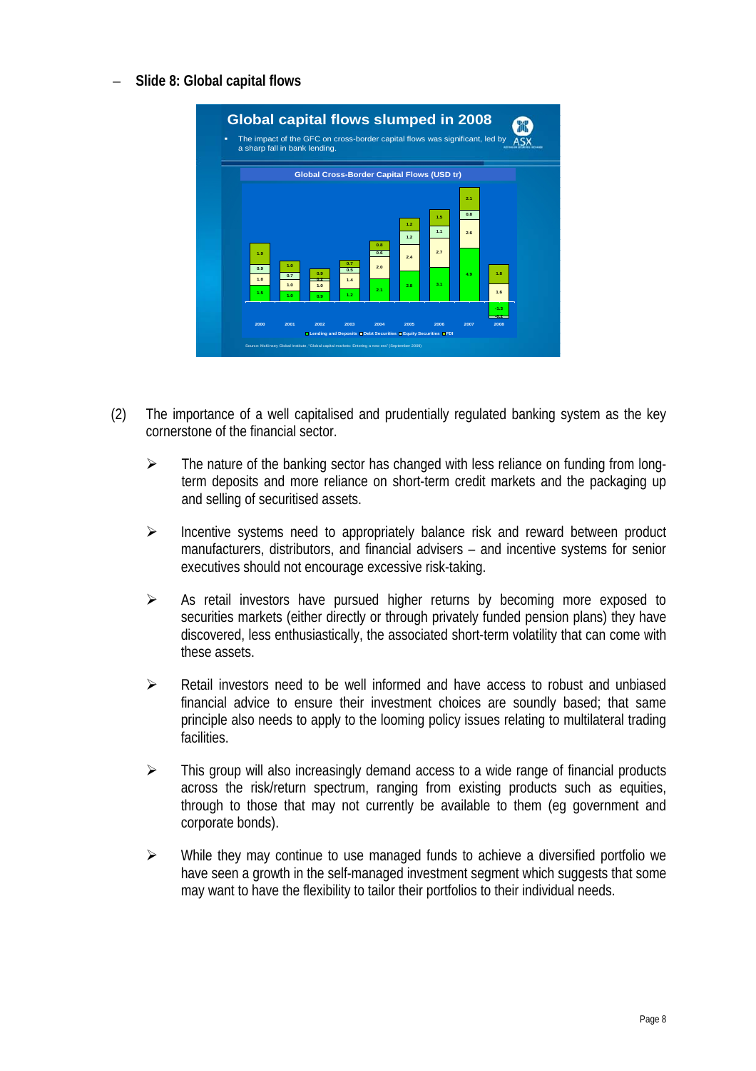– **Slide 8: Global capital flows**

**Global capital flows slumped in 2008**

- The impact of the GFC on cross-border capital flows was significant, led by a sharp fall in bank lending.

Global Cross-Border Capital Flows (USD tr)

Source: McKinsey Global Institute, "Global capital markets: Entering a new era" (September 2009)

(2) The importance of a well capitalised and prudentially regulated banking system as the key cornerstone of the financial sector.

- The nature of the banking sector has changed with less reliance on funding from long-term deposits and more reliance on short-term credit markets and the packaging up and selling of securitised assets.
- Incentive systems need to appropriately balance risk and reward between product manufacturers, distributors, and financial advisers – and incentive systems for senior executives should not encourage excessive risk-taking.
- As retail investors have pursued higher returns by becoming more exposed to securities markets (either directly or through privately funded pension plans) they have discovered, less enthusiastically, the associated short-term volatility that can come with these assets.
- Retail investors need to be well informed and have access to robust and unbiased financial advice to ensure their investment choices are soundly based; that same principle also needs to apply to the looming policy issues relating to multilateral trading facilities.
- This group will also increasingly demand access to a wide range of financial products across the risk/return spectrum, ranging from existing products such as equities, through to those that may not currently be available to them (eg government and corporate bonds).
- While they may continue to use managed funds to achieve a diversified portfolio we have seen a growth in the self-managed investment segment which suggests that some may want to have the flexibility to tailor their portfolios to their individual needs.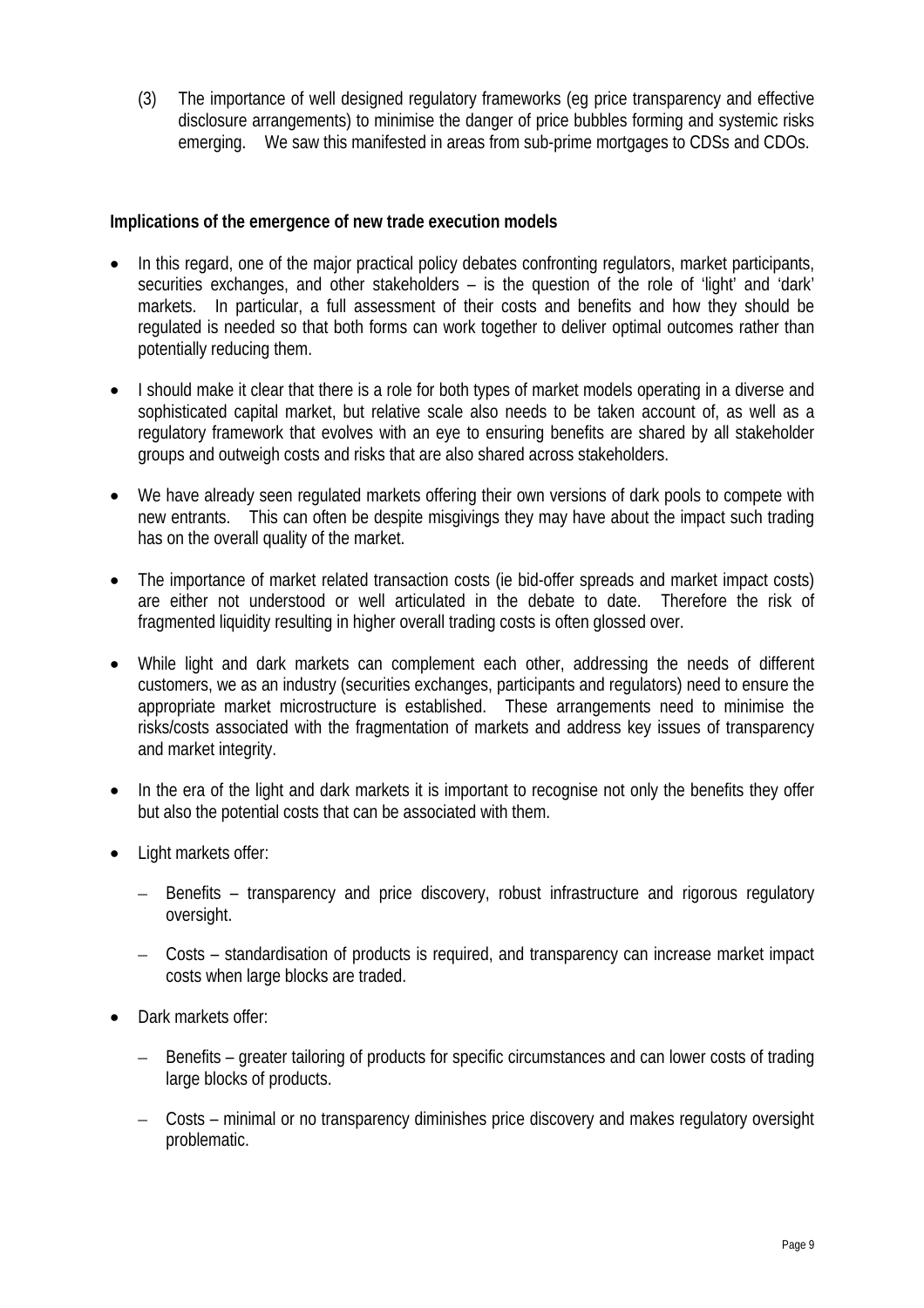(3) The importance of well designed regulatory frameworks (eg price transparency and effective disclosure arrangements) to minimise the danger of price bubbles forming and systemic risks emerging. We saw this manifested in areas from sub-prime mortgages to CDSs and CDOs.

**Implications of the emergence of new trade execution models**

- In this regard, one of the major practical policy debates confronting regulators, market participants, securities exchanges, and other stakeholders – is the question of the role of 'light' and 'dark' markets. In particular, a full assessment of their costs and benefits and how they should be regulated is needed so that both forms can work together to deliver optimal outcomes rather than potentially reducing them.

- I should make it clear that there is a role for both types of market models operating in a diverse and sophisticated capital market, but relative scale also needs to be taken account of, as well as a regulatory framework that evolves with an eye to ensuring benefits are shared by all stakeholder groups and outweigh costs and risks that are also shared across stakeholders.

- We have already seen regulated markets offering their own versions of dark pools to compete with new entrants. This can often be despite misgivings they may have about the impact such trading has on the overall quality of the market.

- The importance of market related transaction costs (ie bid-offer spreads and market impact costs) are either not understood or well articulated in the debate to date. Therefore the risk of fragmented liquidity resulting in higher overall trading costs is often glossed over.

- While light and dark markets can complement each other, addressing the needs of different customers, we as an industry (securities exchanges, participants and regulators) need to ensure the appropriate market microstructure is established. These arrangements need to minimise the risks/costs associated with the fragmentation of markets and address key issues of transparency and market integrity.

- In the era of the light and dark markets it is important to recognise not only the benefits they offer but also the potential costs that can be associated with them.

- Light markets offer:
  - Benefits – transparency and price discovery, robust infrastructure and rigorous regulatory oversight.
  - Costs – standardisation of products is required, and transparency can increase market impact costs when large blocks are traded.

- Dark markets offer:
  - Benefits – greater tailoring of products for specific circumstances and can lower costs of trading large blocks of products.
  - Costs – minimal or no transparency diminishes price discovery and makes regulatory oversight problematic.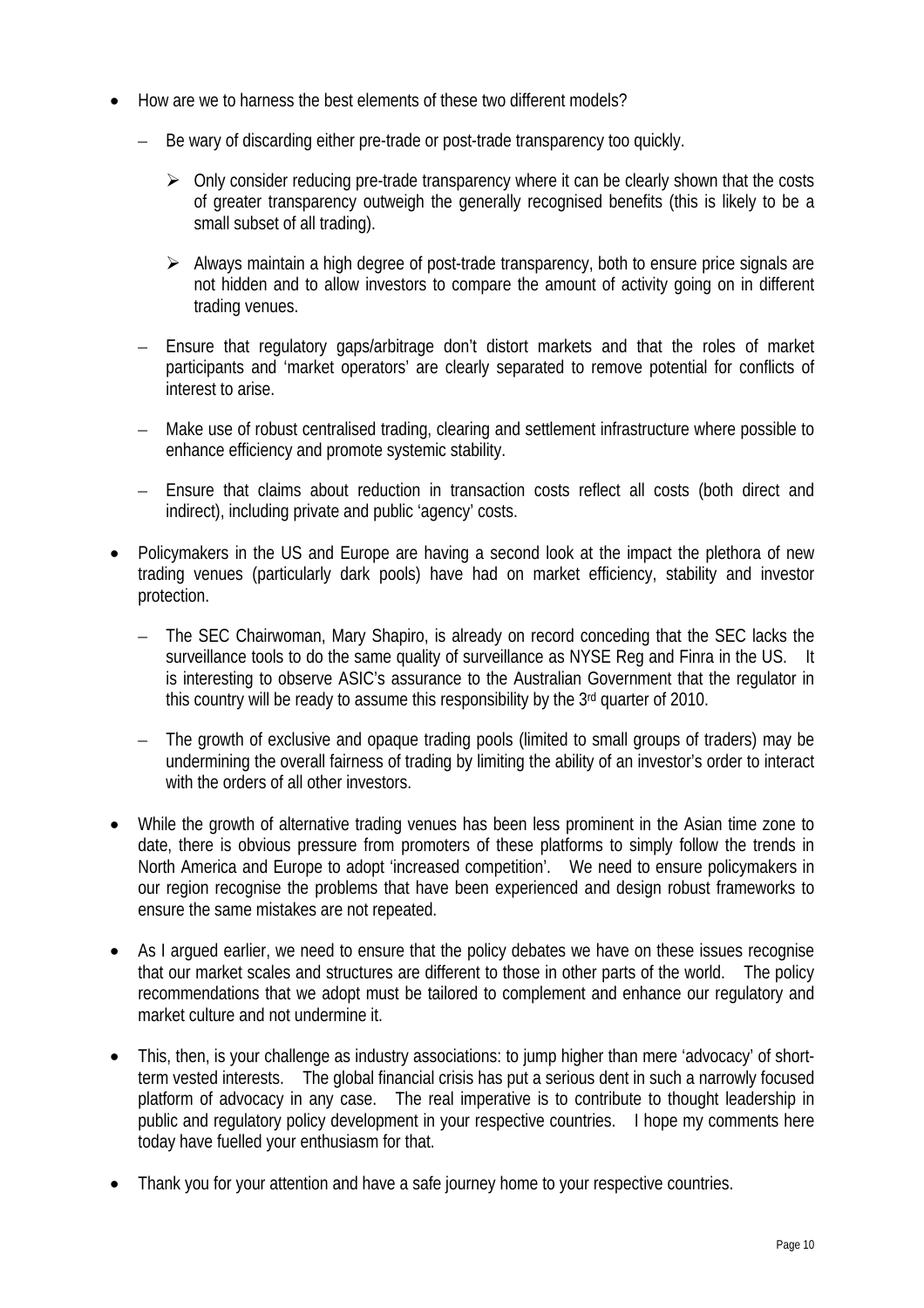- How are we to harness the best elements of these two different models?
  - Be wary of discarding either pre-trade or post-trade transparency too quickly.
    - Only consider reducing pre-trade transparency where it can be clearly shown that the costs of greater transparency outweigh the generally recognised benefits (this is likely to be a small subset of all trading).
    - Always maintain a high degree of post-trade transparency, both to ensure price signals are not hidden and to allow investors to compare the amount of activity going on in different trading venues.
  - Ensure that regulatory gaps/arbitrage don't distort markets and that the roles of market participants and 'market operators' are clearly separated to remove potential for conflicts of interest to arise.
  - Make use of robust centralised trading, clearing and settlement infrastructure where possible to enhance efficiency and promote systemic stability.
  - Ensure that claims about reduction in transaction costs reflect all costs (both direct and indirect), including private and public 'agency' costs.
- Policymakers in the US and Europe are having a second look at the impact the plethora of new trading venues (particularly dark pools) have had on market efficiency, stability and investor protection.
  - The SEC Chairwoman, Mary Shapiro, is already on record conceding that the SEC lacks the surveillance tools to do the same quality of surveillance as NYSE Reg and Finra in the US. It is interesting to observe ASIC's assurance to the Australian Government that the regulator in this country will be ready to assume this responsibility by the 3rd quarter of 2010.
  - The growth of exclusive and opaque trading pools (limited to small groups of traders) may be undermining the overall fairness of trading by limiting the ability of an investor's order to interact with the orders of all other investors.
- While the growth of alternative trading venues has been less prominent in the Asian time zone to date, there is obvious pressure from promoters of these platforms to simply follow the trends in North America and Europe to adopt 'increased competition'. We need to ensure policymakers in our region recognise the problems that have been experienced and design robust frameworks to ensure the same mistakes are not repeated.
- As I argued earlier, we need to ensure that the policy debates we have on these issues recognise that our market scales and structures are different to those in other parts of the world. The policy recommendations that we adopt must be tailored to complement and enhance our regulatory and market culture and not undermine it.
- This, then, is your challenge as industry associations: to jump higher than mere 'advocacy' of short-term vested interests. The global financial crisis has put a serious dent in such a narrowly focused platform of advocacy in any case. The real imperative is to contribute to thought leadership in public and regulatory policy development in your respective countries. I hope my comments here today have fuelled your enthusiasm for that.
- Thank you for your attention and have a safe journey home to your respective countries.